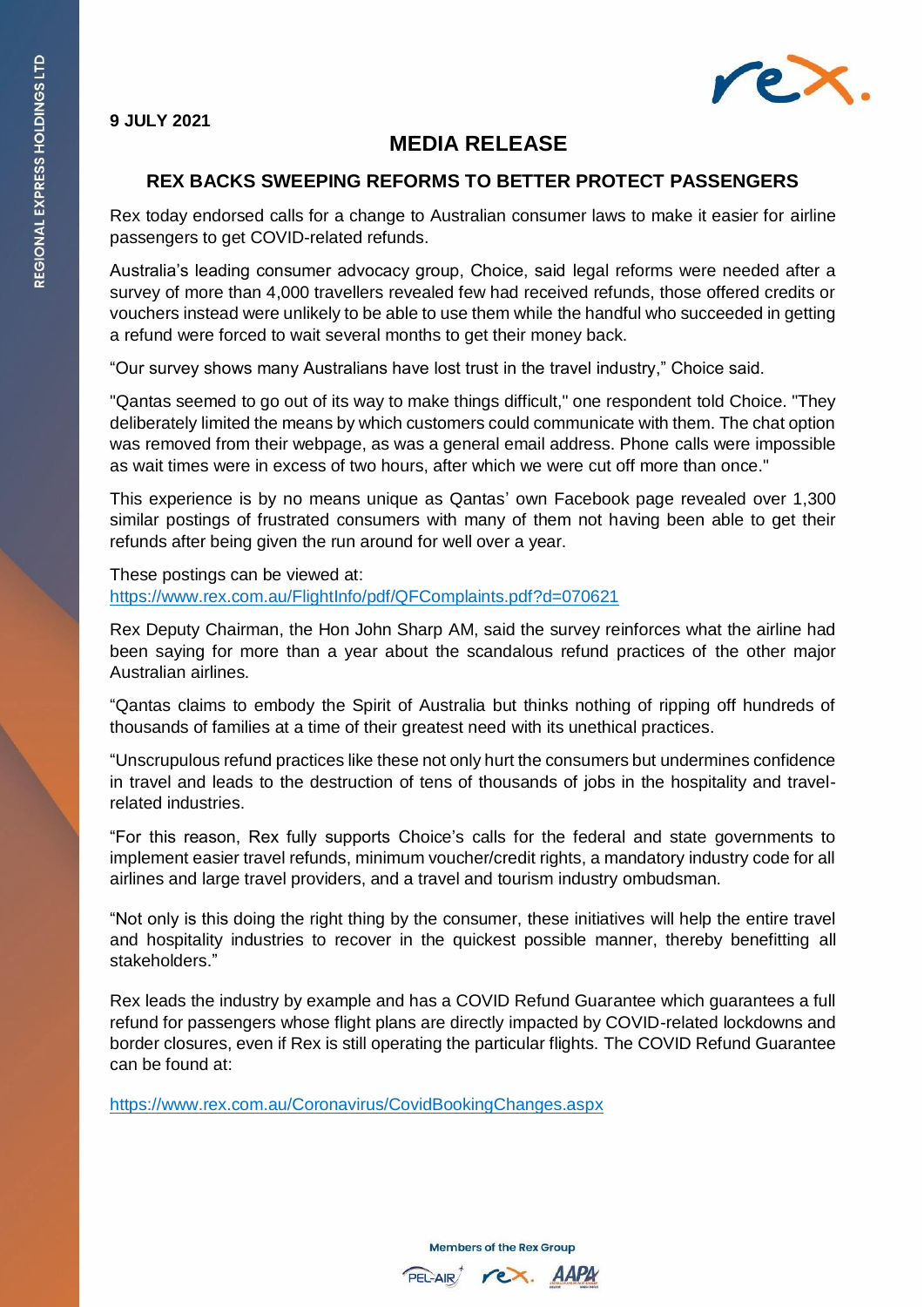**9 JULY 2021**

# MEDIA RELEASE

## REX BACKS SWEEPING REFORMS TO BETTER PROTECT PASSENGERS

Rex today endorsed calls for a change to Australian consumer laws to make it easier for airline passengers to get COVID-related refunds.

Australia's leading consumer advocacy group, Choice, said legal reforms were needed after a survey of more than 4,000 travellers revealed few had received refunds, those offered credits or vouchers instead were unlikely to be able to use them while the handful who succeeded in getting a refund were forced to wait several months to get their money back.

"Our survey shows many Australians have lost trust in the travel industry," Choice said.

"Qantas seemed to go out of its way to make things difficult," one respondent told Choice. "They deliberately limited the means by which customers could communicate with them. The chat option was removed from their webpage, as was a general email address. Phone calls were impossible as wait times were in excess of two hours, after which we were cut off more than once."

This experience is by no means unique as Qantas' own Facebook page revealed over 1,300 similar postings of frustrated consumers with many of them not having been able to get their refunds after being given the run around for well over a year.

These postings can be viewed at:
https://www.rex.com.au/FlightInfo/pdf/QFComplaints.pdf?d=070621

Rex Deputy Chairman, the Hon John Sharp AM, said the survey reinforces what the airline had been saying for more than a year about the scandalous refund practices of the other major Australian airlines.

"Qantas claims to embody the Spirit of Australia but thinks nothing of ripping off hundreds of thousands of families at a time of their greatest need with its unethical practices.

"Unscrupulous refund practices like these not only hurt the consumers but undermines confidence in travel and leads to the destruction of tens of thousands of jobs in the hospitality and travel-related industries.

"For this reason, Rex fully supports Choice's calls for the federal and state governments to implement easier travel refunds, minimum voucher/credit rights, a mandatory industry code for all airlines and large travel providers, and a travel and tourism industry ombudsman.

"Not only is this doing the right thing by the consumer, these initiatives will help the entire travel and hospitality industries to recover in the quickest possible manner, thereby benefitting all stakeholders."

Rex leads the industry by example and has a COVID Refund Guarantee which guarantees a full refund for passengers whose flight plans are directly impacted by COVID-related lockdowns and border closures, even if Rex is still operating the particular flights. The COVID Refund Guarantee can be found at:

https://www.rex.com.au/Coronavirus/CovidBookingChanges.aspx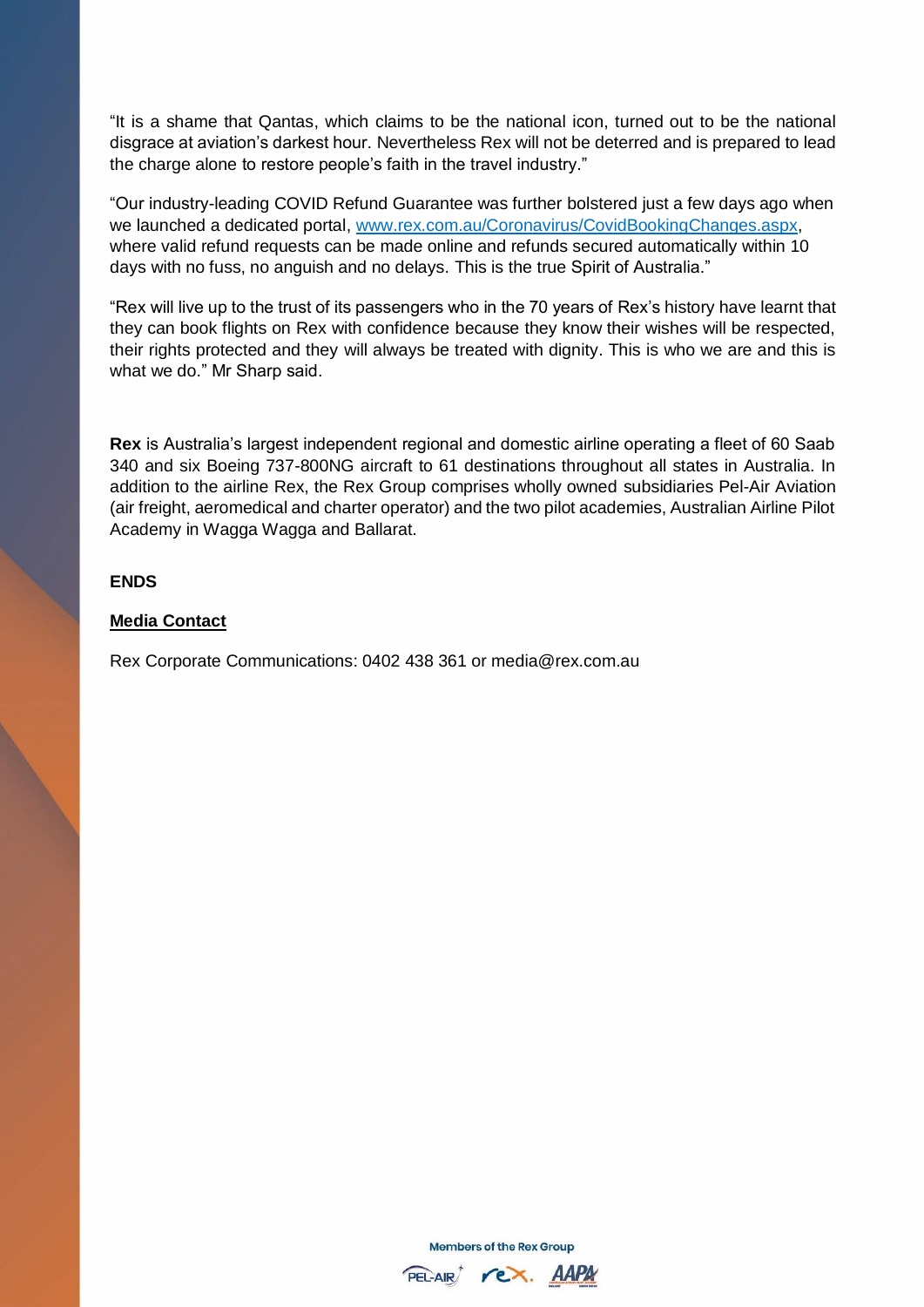"It is a shame that Qantas, which claims to be the national icon, turned out to be the national disgrace at aviation's darkest hour. Nevertheless Rex will not be deterred and is prepared to lead the charge alone to restore people's faith in the travel industry."

"Our industry-leading COVID Refund Guarantee was further bolstered just a few days ago when we launched a dedicated portal, www.rex.com.au/Coronavirus/CovidBookingChanges.aspx, where valid refund requests can be made online and refunds secured automatically within 10 days with no fuss, no anguish and no delays. This is the true Spirit of Australia."

"Rex will live up to the trust of its passengers who in the 70 years of Rex's history have learnt that they can book flights on Rex with confidence because they know their wishes will be respected, their rights protected and they will always be treated with dignity. This is who we are and this is what we do." Mr Sharp said.

**Rex** is Australia's largest independent regional and domestic airline operating a fleet of 60 Saab 340 and six Boeing 737-800NG aircraft to 61 destinations throughout all states in Australia. In addition to the airline Rex, the Rex Group comprises wholly owned subsidiaries Pel-Air Aviation (air freight, aeromedical and charter operator) and the two pilot academies, Australian Airline Pilot Academy in Wagga Wagga and Ballarat.

**ENDS**

**Media Contact**

Rex Corporate Communications: 0402 438 361 or media@rex.com.au

Members of the Rex Group